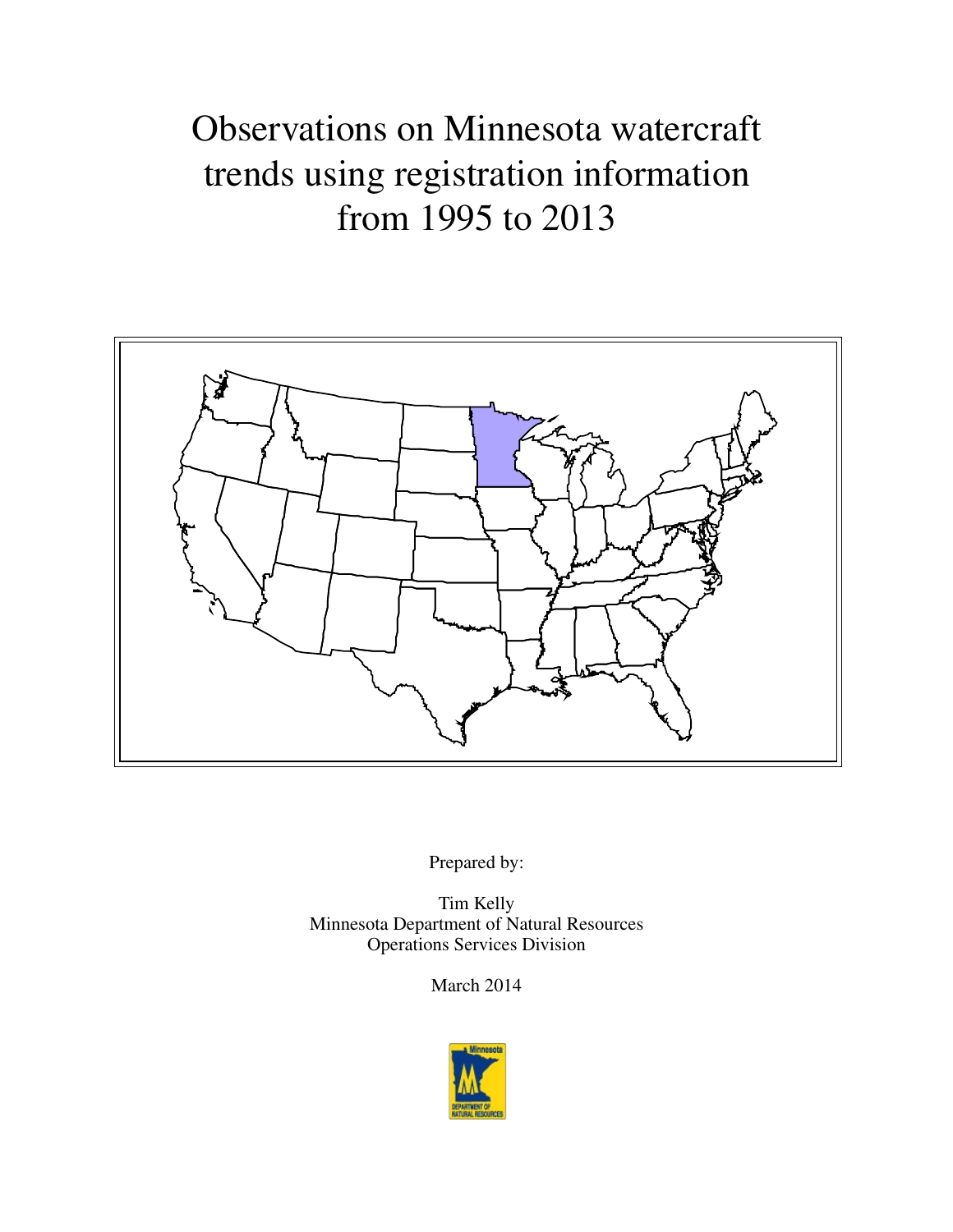# Observations on Minnesota watercraft trends using registration information from 1995 to 2013

Prepared by:

Tim Kelly
Minnesota Department of Natural Resources
Operations Services Division

March 2014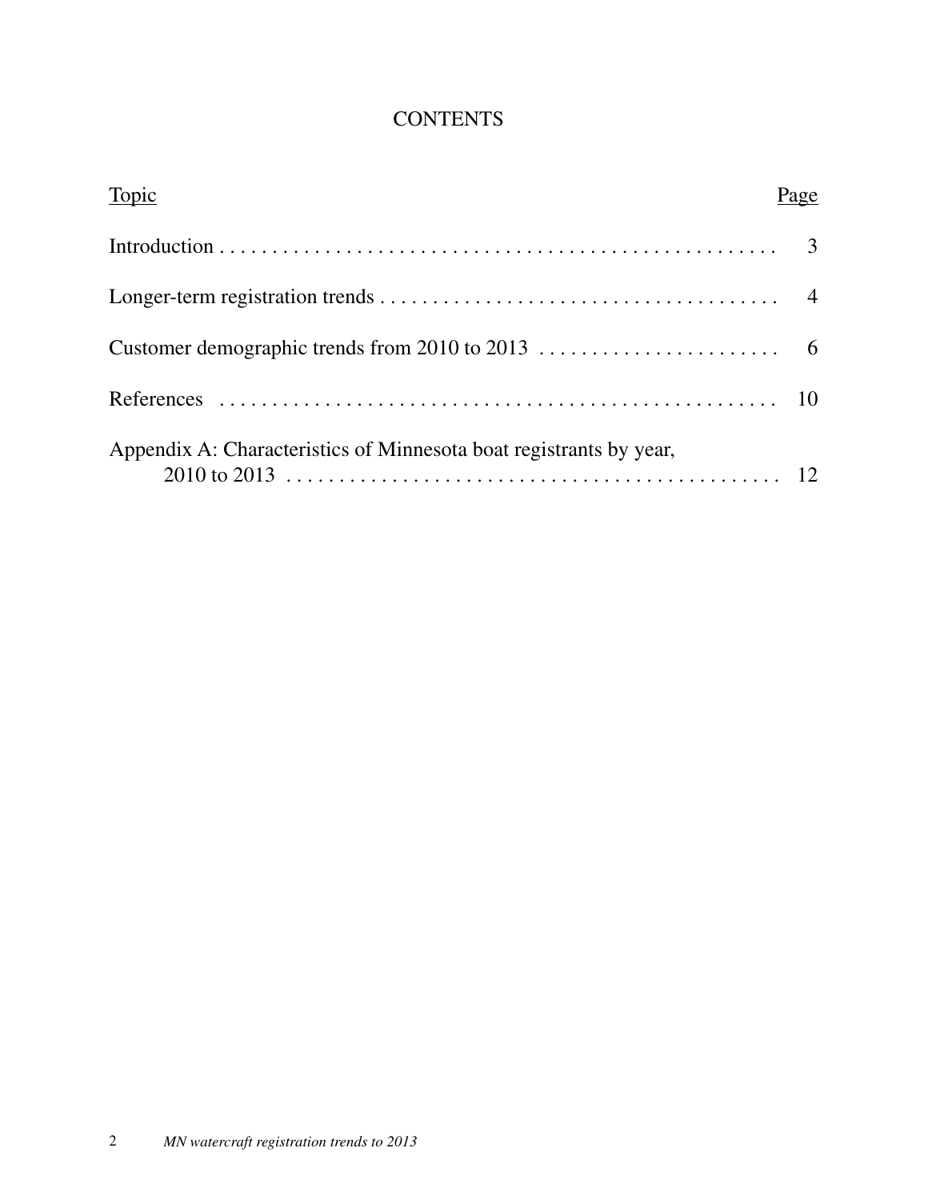# CONTENTS

| Topic | Page |
| --- | --- |
| Introduction | 3 |
| Longer-term registration trends | 4 |
| Customer demographic trends from 2010 to 2013 | 6 |
| References | 10 |
| Appendix A: Characteristics of Minnesota boat registrants by year, 2010 to 2013 | 12 |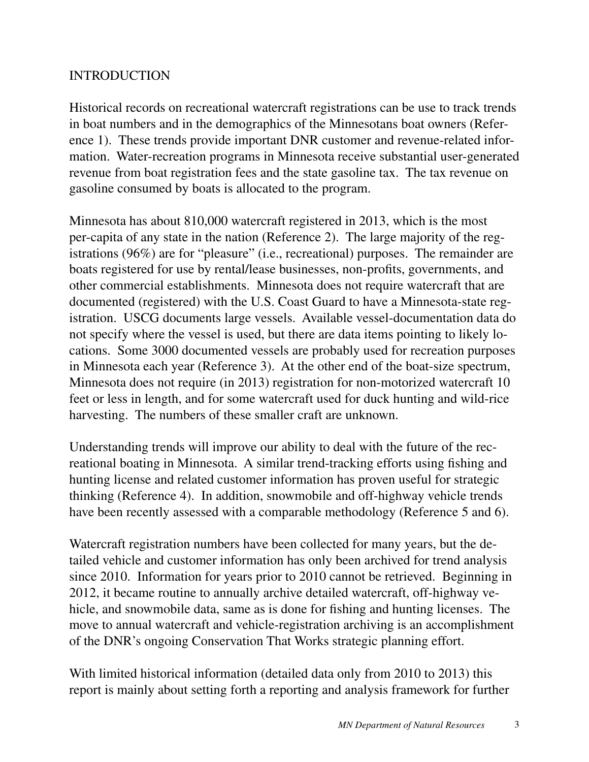# INTRODUCTION

Historical records on recreational watercraft registrations can be use to track trends in boat numbers and in the demographics of the Minnesotans boat owners (Reference 1). These trends provide important DNR customer and revenue-related information. Water-recreation programs in Minnesota receive substantial user-generated revenue from boat registration fees and the state gasoline tax. The tax revenue on gasoline consumed by boats is allocated to the program.

Minnesota has about 810,000 watercraft registered in 2013, which is the most per-capita of any state in the nation (Reference 2). The large majority of the registrations (96%) are for "pleasure" (i.e., recreational) purposes. The remainder are boats registered for use by rental/lease businesses, non-profits, governments, and other commercial establishments. Minnesota does not require watercraft that are documented (registered) with the U.S. Coast Guard to have a Minnesota-state registration. USCG documents large vessels. Available vessel-documentation data do not specify where the vessel is used, but there are data items pointing to likely locations. Some 3000 documented vessels are probably used for recreation purposes in Minnesota each year (Reference 3). At the other end of the boat-size spectrum, Minnesota does not require (in 2013) registration for non-motorized watercraft 10 feet or less in length, and for some watercraft used for duck hunting and wild-rice harvesting. The numbers of these smaller craft are unknown.

Understanding trends will improve our ability to deal with the future of the recreational boating in Minnesota. A similar trend-tracking efforts using fishing and hunting license and related customer information has proven useful for strategic thinking (Reference 4). In addition, snowmobile and off-highway vehicle trends have been recently assessed with a comparable methodology (Reference 5 and 6).

Watercraft registration numbers have been collected for many years, but the detailed vehicle and customer information has only been archived for trend analysis since 2010. Information for years prior to 2010 cannot be retrieved. Beginning in 2012, it became routine to annually archive detailed watercraft, off-highway vehicle, and snowmobile data, same as is done for fishing and hunting licenses. The move to annual watercraft and vehicle-registration archiving is an accomplishment of the DNR's ongoing Conservation That Works strategic planning effort.

With limited historical information (detailed data only from 2010 to 2013) this report is mainly about setting forth a reporting and analysis framework for further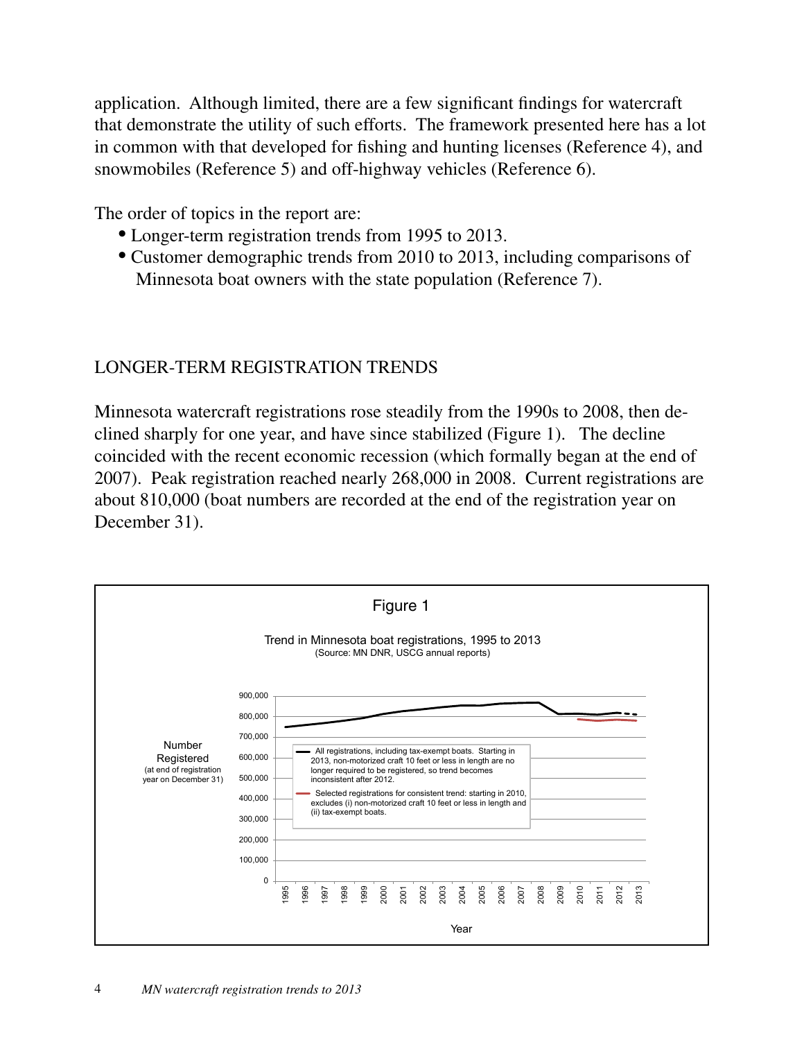application. Although limited, there are a few significant findings for watercraft that demonstrate the utility of such efforts. The framework presented here has a lot in common with that developed for fishing and hunting licenses (Reference 4), and snowmobiles (Reference 5) and off-highway vehicles (Reference 6).

The order of topics in the report are:

- Longer-term registration trends from 1995 to 2013.
- Customer demographic trends from 2010 to 2013, including comparisons of Minnesota boat owners with the state population (Reference 7).

## LONGER-TERM REGISTRATION TRENDS

Minnesota watercraft registrations rose steadily from the 1990s to 2008, then declined sharply for one year, and have since stabilized (Figure 1). The decline coincided with the recent economic recession (which formally began at the end of 2007). Peak registration reached nearly 268,000 in 2008. Current registrations are about 810,000 (boat numbers are recorded at the end of the registration year on December 31).

Figure 1

Trend in Minnesota boat registrations, 1995 to 2013
(Source: MN DNR, USCG annual reports)

Number Registered (at end of registration year on December 31)

Year

- All registrations, including tax-exempt boats. Starting in 2013, non-motorized craft 10 feet or less in length are no longer required to be registered, so trend becomes inconsistent after 2012.
- Selected registrations for consistent trend: starting in 2010, excludes (i) non-motorized craft 10 feet or less in length and (ii) tax-exempt boats.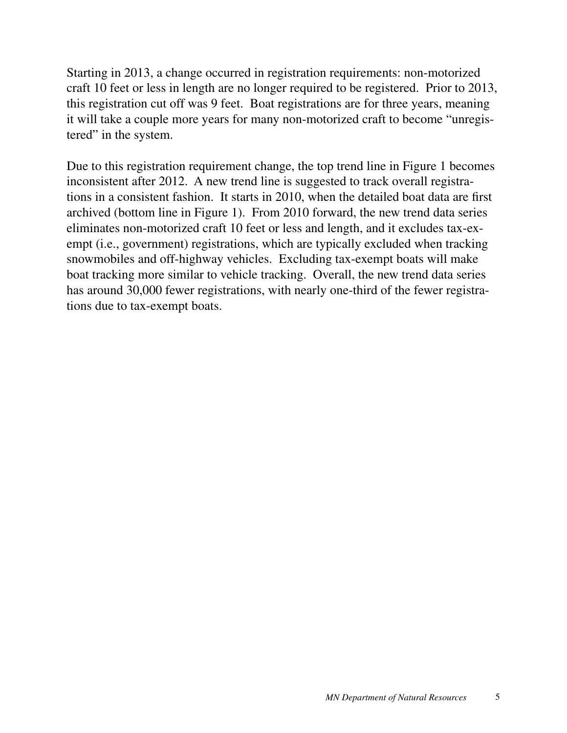Starting in 2013, a change occurred in registration requirements: non-motorized craft 10 feet or less in length are no longer required to be registered. Prior to 2013, this registration cut off was 9 feet. Boat registrations are for three years, meaning it will take a couple more years for many non-motorized craft to become "unregistered" in the system.

Due to this registration requirement change, the top trend line in Figure 1 becomes inconsistent after 2012. A new trend line is suggested to track overall registrations in a consistent fashion. It starts in 2010, when the detailed boat data are first archived (bottom line in Figure 1). From 2010 forward, the new trend data series eliminates non-motorized craft 10 feet or less and length, and it excludes tax-exempt (i.e., government) registrations, which are typically excluded when tracking snowmobiles and off-highway vehicles. Excluding tax-exempt boats will make boat tracking more similar to vehicle tracking. Overall, the new trend data series has around 30,000 fewer registrations, with nearly one-third of the fewer registrations due to tax-exempt boats.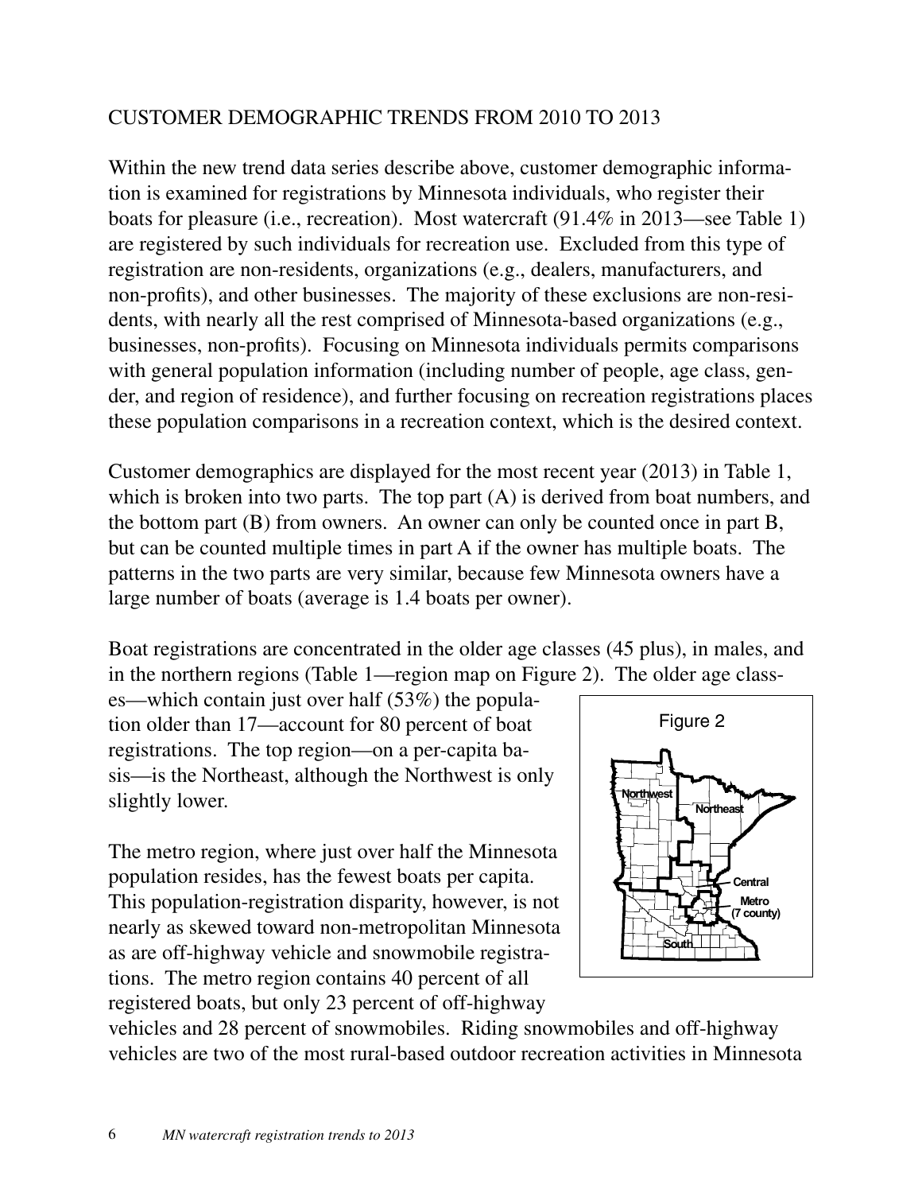## CUSTOMER DEMOGRAPHIC TRENDS FROM 2010 TO 2013

Within the new trend data series describe above, customer demographic information is examined for registrations by Minnesota individuals, who register their boats for pleasure (i.e., recreation). Most watercraft (91.4% in 2013—see Table 1) are registered by such individuals for recreation use. Excluded from this type of registration are non-residents, organizations (e.g., dealers, manufacturers, and non-profits), and other businesses. The majority of these exclusions are non-residents, with nearly all the rest comprised of Minnesota-based organizations (e.g., businesses, non-profits). Focusing on Minnesota individuals permits comparisons with general population information (including number of people, age class, gender, and region of residence), and further focusing on recreation registrations places these population comparisons in a recreation context, which is the desired context.

Customer demographics are displayed for the most recent year (2013) in Table 1, which is broken into two parts. The top part (A) is derived from boat numbers, and the bottom part (B) from owners. An owner can only be counted once in part B, but can be counted multiple times in part A if the owner has multiple boats. The patterns in the two parts are very similar, because few Minnesota owners have a large number of boats (average is 1.4 boats per owner).

Boat registrations are concentrated in the older age classes (45 plus), in males, and in the northern regions (Table 1—region map on Figure 2). The older age classes—which contain just over half (53%) the population older than 17—account for 80 percent of boat registrations. The top region—on a per-capita basis—is the Northeast, although the Northwest is only slightly lower.

Figure 2

The metro region, where just over half the Minnesota population resides, has the fewest boats per capita. This population-registration disparity, however, is not nearly as skewed toward non-metropolitan Minnesota as are off-highway vehicle and snowmobile registrations. The metro region contains 40 percent of all registered boats, but only 23 percent of off-highway vehicles and 28 percent of snowmobiles. Riding snowmobiles and off-highway vehicles are two of the most rural-based outdoor recreation activities in Minnesota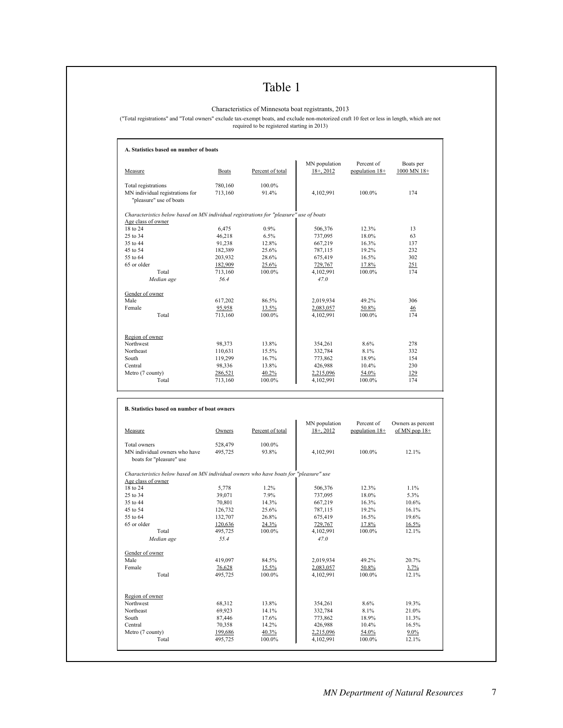# Table 1

Characteristics of Minnesota boat registrants, 2013

("Total registrations" and "Total owners" exclude tax-exempt boats, and exclude non-motorized craft 10 feet or less in length, which are not required to be registered starting in 2013)

**A. Statistics based on number of boats**

| Measure | Boats | Percent of total | MN population 18+, 2012 | Percent of population 18+ | Boats per 1000 MN 18+ |
|---|---|---|---|---|---|
| Total registrations | 780,160 | 100.0% | | | |
| MN individual registrations for "pleasure" use of boats | 713,160 | 91.4% | 4,102,991 | 100.0% | 174 |
| *Characteristics below based on MN individual registrations for "pleasure" use of boats* | | | | | |
| Age class of owner | | | | | |
| 18 to 24 | 6,475 | 0.9% | 506,376 | 12.3% | 13 |
| 25 to 34 | 46,218 | 6.5% | 737,095 | 18.0% | 63 |
| 35 to 44 | 91,238 | 12.8% | 667,219 | 16.3% | 137 |
| 45 to 54 | 182,389 | 25.6% | 787,115 | 19.2% | 232 |
| 55 to 64 | 203,932 | 28.6% | 675,419 | 16.5% | 302 |
| 65 or older | 182,909 | 25.6% | 729,767 | 17.8% | 251 |
| Total | 713,160 | 100.0% | 4,102,991 | 100.0% | 174 |
| *Median age* | *56.4* | | *47.0* | | |
| Gender of owner | | | | | |
| Male | 617,202 | 86.5% | 2,019,934 | 49.2% | 306 |
| Female | 95,958 | 13.5% | 2,083,057 | 50.8% | 46 |
| Total | 713,160 | 100.0% | 4,102,991 | 100.0% | 174 |
| Region of owner | | | | | |
| Northwest | 98,373 | 13.8% | 354,261 | 8.6% | 278 |
| Northeast | 110,631 | 15.5% | 332,784 | 8.1% | 332 |
| South | 119,299 | 16.7% | 773,862 | 18.9% | 154 |
| Central | 98,336 | 13.8% | 426,988 | 10.4% | 230 |
| Metro (7 county) | 286,521 | 40.2% | 2,215,096 | 54.0% | 129 |
| Total | 713,160 | 100.0% | 4,102,991 | 100.0% | 174 |

**B. Statistics based on number of boat owners**

| Measure | Owners | Percent of total | MN population 18+, 2012 | Percent of population 18+ | Owners as percent of MN pop 18+ |
|---|---|---|---|---|---|
| Total owners | 528,479 | 100.0% | | | |
| MN individual owners who have boats for "pleasure" use | 495,725 | 93.8% | 4,102,991 | 100.0% | 12.1% |
| *Characteristics below based on MN individual owners who have boats for "pleasure" use* | | | | | |
| Age class of owner | | | | | |
| 18 to 24 | 5,778 | 1.2% | 506,376 | 12.3% | 1.1% |
| 25 to 34 | 39,071 | 7.9% | 737,095 | 18.0% | 5.3% |
| 35 to 44 | 70,801 | 14.3% | 667,219 | 16.3% | 10.6% |
| 45 to 54 | 126,732 | 25.6% | 787,115 | 19.2% | 16.1% |
| 55 to 64 | 132,707 | 26.8% | 675,419 | 16.5% | 19.6% |
| 65 or older | 120,636 | 24.3% | 729,767 | 17.8% | 16.5% |
| Total | 495,725 | 100.0% | 4,102,991 | 100.0% | 12.1% |
| *Median age* | *55.4* | | *47.0* | | |
| Gender of owner | | | | | |
| Male | 419,097 | 84.5% | 2,019,934 | 49.2% | 20.7% |
| Female | 76,628 | 15.5% | 2,083,057 | 50.8% | 3.7% |
| Total | 495,725 | 100.0% | 4,102,991 | 100.0% | 12.1% |
| Region of owner | | | | | |
| Northwest | 68,312 | 13.8% | 354,261 | 8.6% | 19.3% |
| Northeast | 69,923 | 14.1% | 332,784 | 8.1% | 21.0% |
| South | 87,446 | 17.6% | 773,862 | 18.9% | 11.3% |
| Central | 70,358 | 14.2% | 426,988 | 10.4% | 16.5% |
| Metro (7 county) | 199,686 | 40.3% | 2,215,096 | 54.0% | 9.0% |
| Total | 495,725 | 100.0% | 4,102,991 | 100.0% | 12.1% |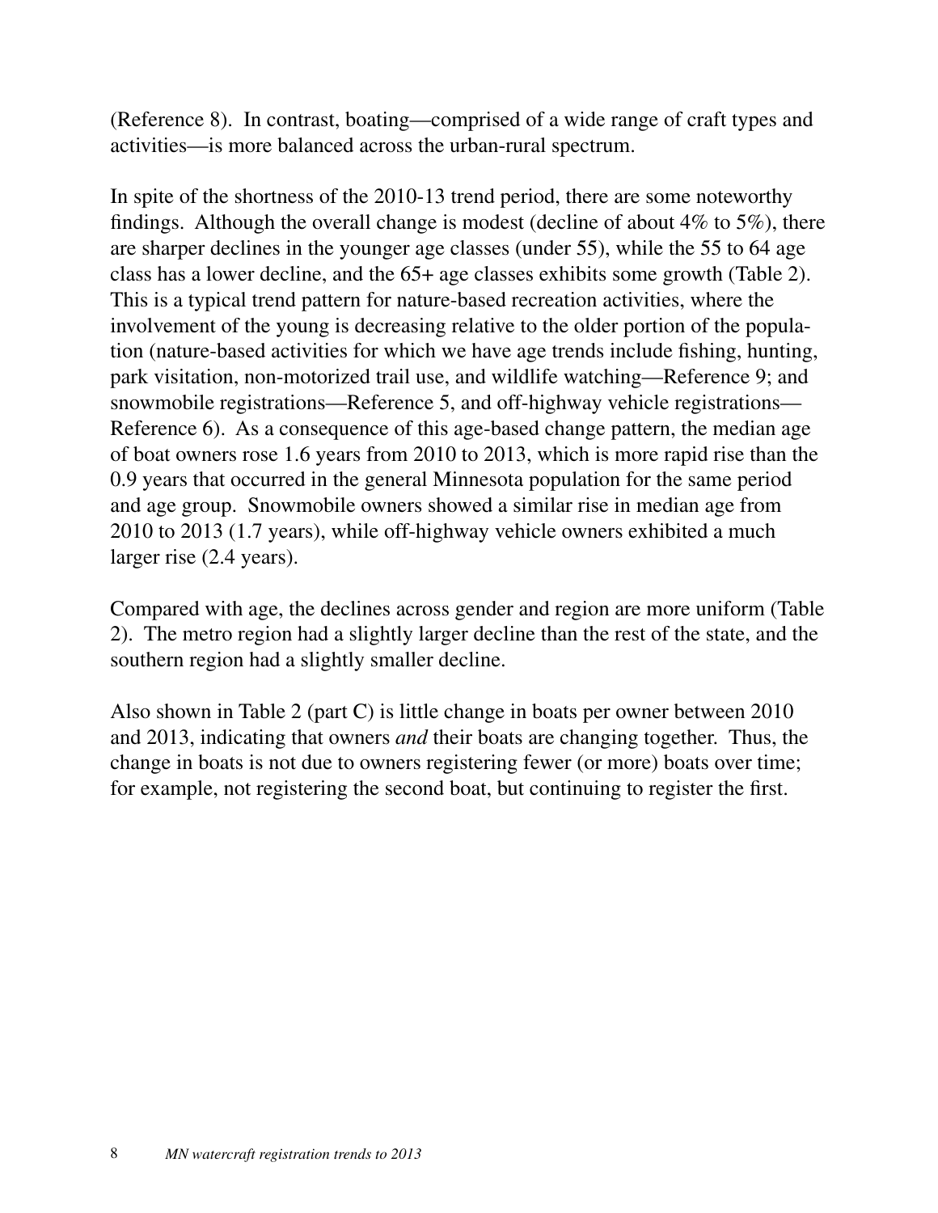(Reference 8). In contrast, boating—comprised of a wide range of craft types and activities—is more balanced across the urban-rural spectrum.

In spite of the shortness of the 2010-13 trend period, there are some noteworthy findings. Although the overall change is modest (decline of about 4% to 5%), there are sharper declines in the younger age classes (under 55), while the 55 to 64 age class has a lower decline, and the 65+ age classes exhibits some growth (Table 2). This is a typical trend pattern for nature-based recreation activities, where the involvement of the young is decreasing relative to the older portion of the population (nature-based activities for which we have age trends include fishing, hunting, park visitation, non-motorized trail use, and wildlife watching—Reference 9; and snowmobile registrations—Reference 5, and off-highway vehicle registrations—Reference 6). As a consequence of this age-based change pattern, the median age of boat owners rose 1.6 years from 2010 to 2013, which is more rapid rise than the 0.9 years that occurred in the general Minnesota population for the same period and age group. Snowmobile owners showed a similar rise in median age from 2010 to 2013 (1.7 years), while off-highway vehicle owners exhibited a much larger rise (2.4 years).

Compared with age, the declines across gender and region are more uniform (Table 2). The metro region had a slightly larger decline than the rest of the state, and the southern region had a slightly smaller decline.

Also shown in Table 2 (part C) is little change in boats per owner between 2010 and 2013, indicating that owners *and* their boats are changing together. Thus, the change in boats is not due to owners registering fewer (or more) boats over time; for example, not registering the second boat, but continuing to register the first.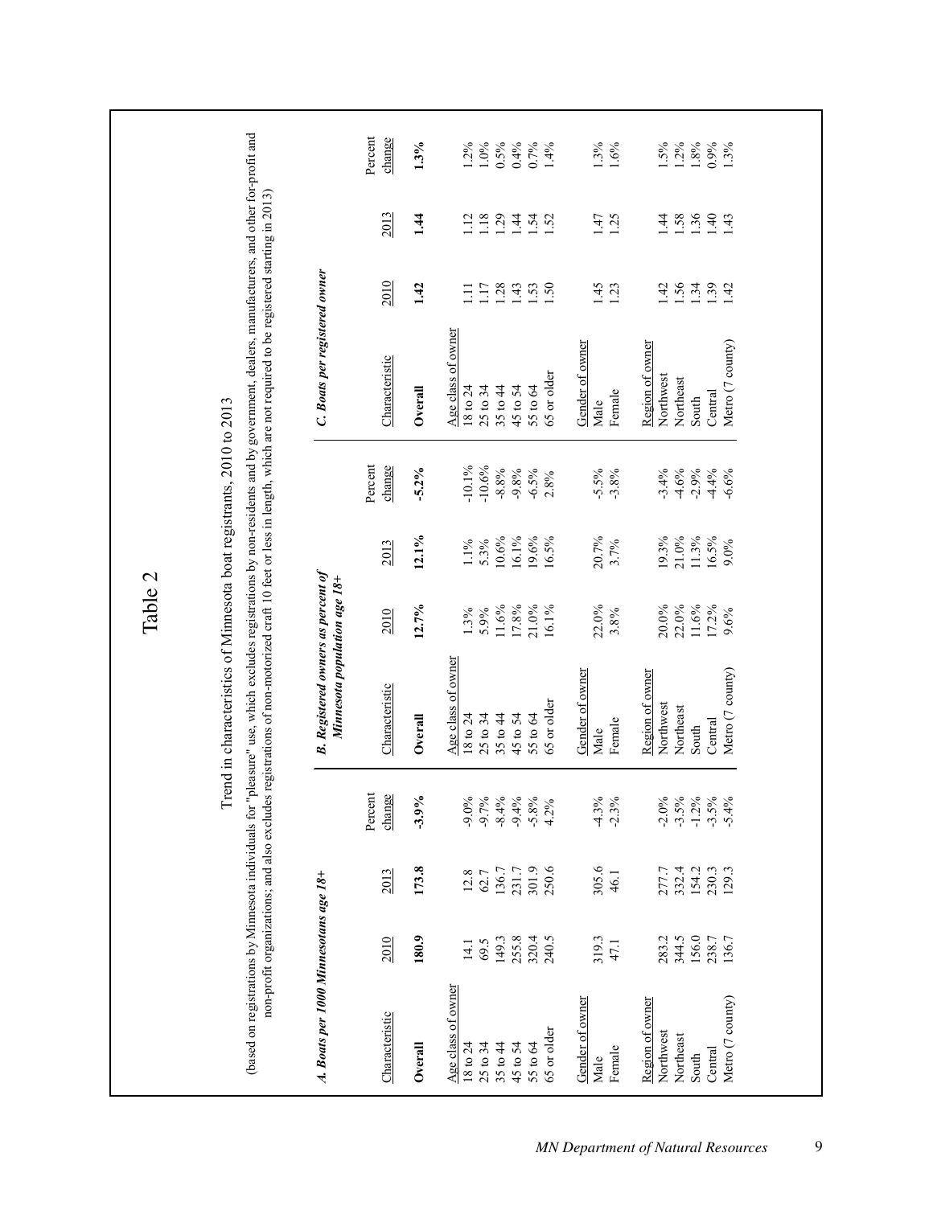# Table 2

## Trend in characteristics of Minnesota boat registrants, 2010 to 2013

(based on registrations by Minnesota individuals for "pleasure" use, which excludes registrations by non-residents and by government, dealers, manufacturers, and other for-profit and non-profit organizations; and also excludes registrations of non-motorized craft 10 feet or less in length, which are not required to be registered starting in 2013)

***A. Boats per 1000 Minnesotans age 18+***

| Characteristic | 2010 | 2013 | Percent change |
|---|---|---|---|
| **Overall** | **180.9** | **173.8** | **-3.9%** |
| Age class of owner | | | |
| 18 to 24 | 14.1 | 12.8 | -9.0% |
| 25 to 34 | 69.5 | 62.7 | -9.7% |
| 35 to 44 | 149.3 | 136.7 | -8.4% |
| 45 to 54 | 255.8 | 231.7 | -9.4% |
| 55 to 64 | 320.4 | 301.9 | -5.8% |
| 65 or older | 240.5 | 250.6 | 4.2% |
| Gender of owner | | | |
| Male | 319.3 | 305.6 | -4.3% |
| Female | 47.1 | 46.1 | -2.3% |
| Region of owner | | | |
| Northwest | 283.2 | 277.7 | -2.0% |
| Northeast | 344.5 | 332.4 | -3.5% |
| South | 156.0 | 154.2 | -1.2% |
| Central | 238.7 | 230.3 | -3.5% |
| Metro (7 county) | 136.7 | 129.3 | -5.4% |

***B. Registered owners as percent of Minnesota population age 18+***

| Characteristic | 2010 | 2013 | Percent change |
|---|---|---|---|
| **Overall** | **12.7%** | **12.1%** | **-5.2%** |
| Age class of owner | | | |
| 18 to 24 | 1.3% | 1.1% | -10.1% |
| 25 to 34 | 5.9% | 5.3% | -10.6% |
| 35 to 44 | 11.6% | 10.6% | -8.8% |
| 45 to 54 | 17.8% | 16.1% | -9.8% |
| 55 to 64 | 21.0% | 19.6% | -6.5% |
| 65 or older | 16.1% | 16.5% | 2.8% |
| Gender of owner | | | |
| Male | 22.0% | 20.7% | -5.5% |
| Female | 3.8% | 3.7% | -3.8% |
| Region of owner | | | |
| Northwest | 20.0% | 19.3% | -3.4% |
| Northeast | 22.0% | 21.0% | -4.6% |
| South | 11.6% | 11.3% | -2.9% |
| Central | 17.2% | 16.5% | -4.4% |
| Metro (7 county) | 9.6% | 9.0% | -6.6% |

***C. Boats per registered owner***

| Characteristic | 2010 | 2013 | Percent change |
|---|---|---|---|
| **Overall** | **1.42** | **1.44** | **1.3%** |
| Age class of owner | | | |
| 18 to 24 | 1.11 | 1.12 | 1.2% |
| 25 to 34 | 1.17 | 1.18 | 1.0% |
| 35 to 44 | 1.28 | 1.29 | 0.5% |
| 45 to 54 | 1.43 | 1.44 | 0.4% |
| 55 to 64 | 1.53 | 1.54 | 0.7% |
| 65 or older | 1.50 | 1.52 | 1.4% |
| Gender of owner | | | |
| Male | 1.45 | 1.47 | 1.3% |
| Female | 1.23 | 1.25 | 1.6% |
| Region of owner | | | |
| Northwest | 1.42 | 1.44 | 1.5% |
| Northeast | 1.56 | 1.58 | 1.2% |
| South | 1.34 | 1.36 | 1.8% |
| Central | 1.39 | 1.40 | 0.9% |
| Metro (7 county) | 1.42 | 1.43 | 1.3% |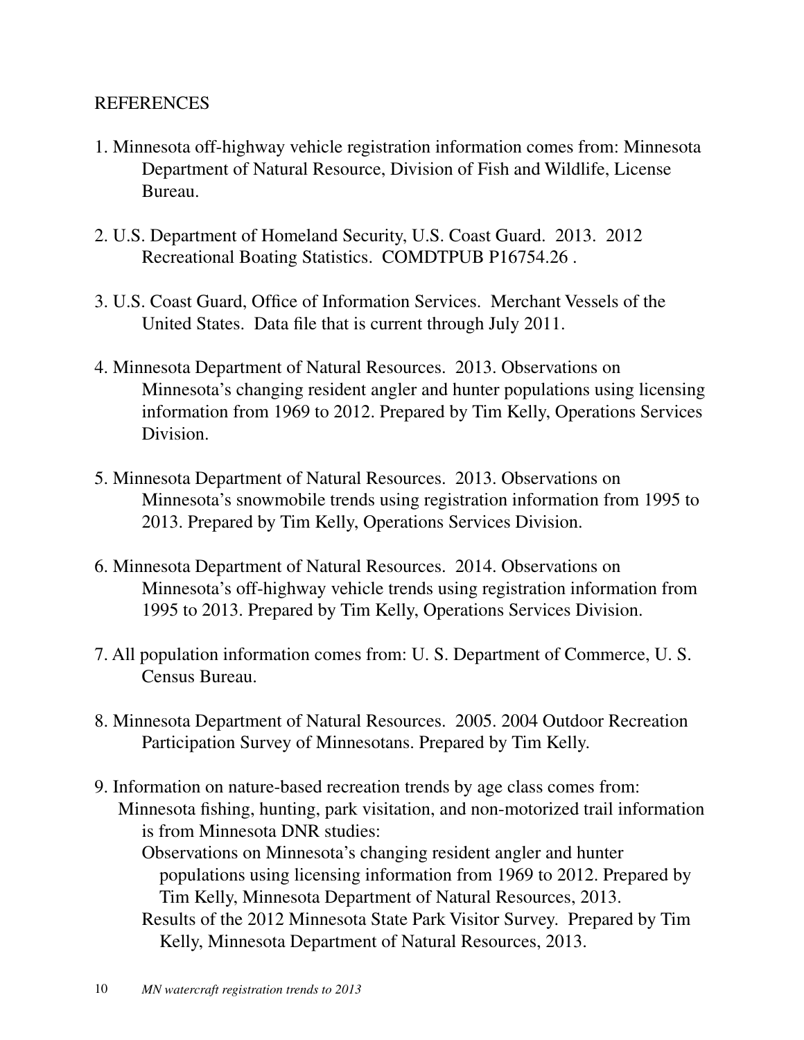## REFERENCES

1. Minnesota off-highway vehicle registration information comes from: Minnesota Department of Natural Resource, Division of Fish and Wildlife, License Bureau.

2. U.S. Department of Homeland Security, U.S. Coast Guard. 2013. 2012 Recreational Boating Statistics. COMDTPUB P16754.26 .

3. U.S. Coast Guard, Office of Information Services. Merchant Vessels of the United States. Data file that is current through July 2011.

4. Minnesota Department of Natural Resources. 2013. Observations on Minnesota's changing resident angler and hunter populations using licensing information from 1969 to 2012. Prepared by Tim Kelly, Operations Services Division.

5. Minnesota Department of Natural Resources. 2013. Observations on Minnesota's snowmobile trends using registration information from 1995 to 2013. Prepared by Tim Kelly, Operations Services Division.

6. Minnesota Department of Natural Resources. 2014. Observations on Minnesota's off-highway vehicle trends using registration information from 1995 to 2013. Prepared by Tim Kelly, Operations Services Division.

7. All population information comes from: U. S. Department of Commerce, U. S. Census Bureau.

8. Minnesota Department of Natural Resources. 2005. 2004 Outdoor Recreation Participation Survey of Minnesotans. Prepared by Tim Kelly.

9. Information on nature-based recreation trends by age class comes from:
   Minnesota fishing, hunting, park visitation, and non-motorized trail information is from Minnesota DNR studies:
   - Observations on Minnesota's changing resident angler and hunter populations using licensing information from 1969 to 2012. Prepared by Tim Kelly, Minnesota Department of Natural Resources, 2013.
   - Results of the 2012 Minnesota State Park Visitor Survey. Prepared by Tim Kelly, Minnesota Department of Natural Resources, 2013.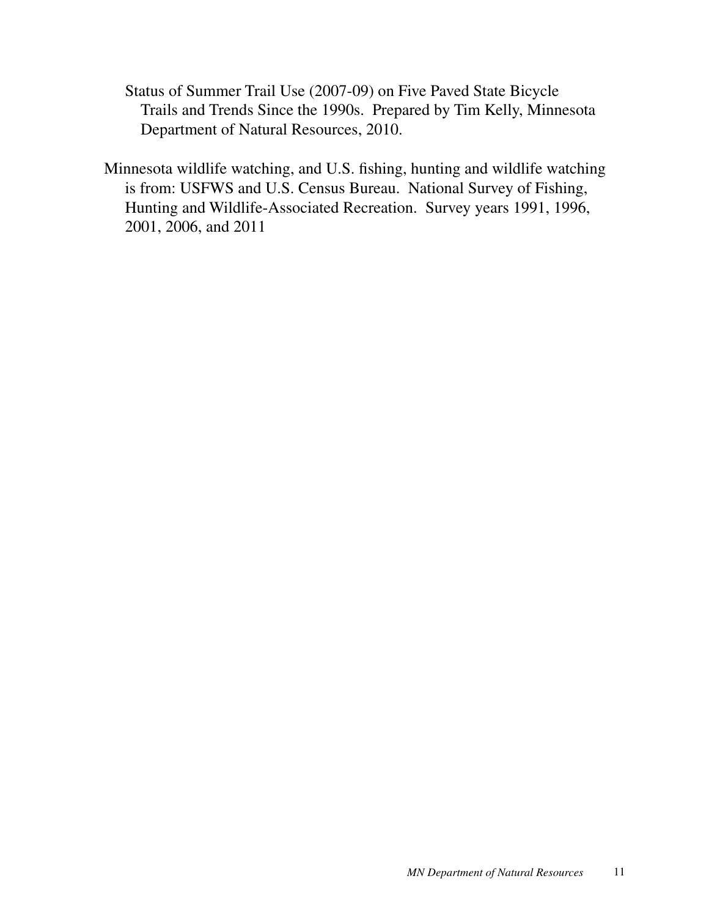Status of Summer Trail Use (2007-09) on Five Paved State Bicycle Trails and Trends Since the 1990s. Prepared by Tim Kelly, Minnesota Department of Natural Resources, 2010.

Minnesota wildlife watching, and U.S. fishing, hunting and wildlife watching is from: USFWS and U.S. Census Bureau. National Survey of Fishing, Hunting and Wildlife-Associated Recreation. Survey years 1991, 1996, 2001, 2006, and 2011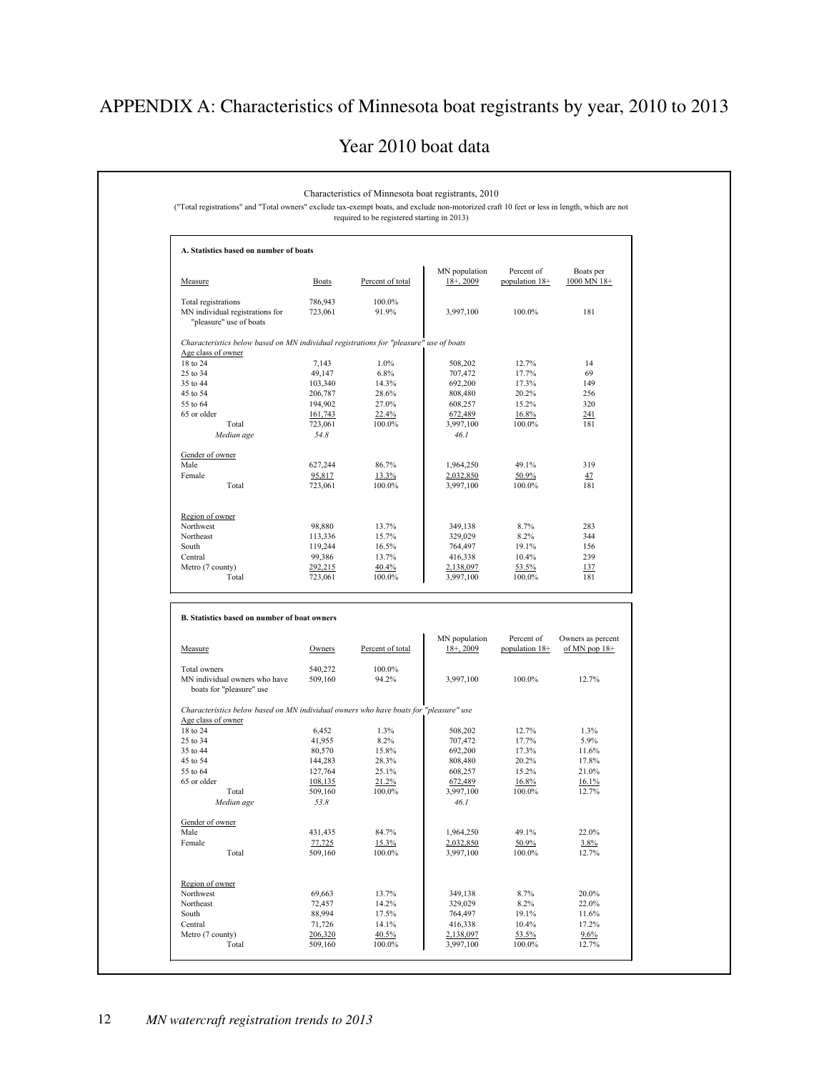# APPENDIX A: Characteristics of Minnesota boat registrants by year, 2010 to 2013

## Year 2010 boat data

Characteristics of Minnesota boat registrants, 2010

("Total registrations" and "Total owners" exclude tax-exempt boats, and exclude non-motorized craft 10 feet or less in length, which are not required to be registered starting in 2013)

**A. Statistics based on number of boats**

| Measure | Boats | Percent of total | MN population 18+, 2009 | Percent of population 18+ | Boats per 1000 MN 18+ |
|---|---|---|---|---|---|
| Total registrations | 786,943 | 100.0% | | | |
| MN individual registrations for "pleasure" use of boats | 723,061 | 91.9% | 3,997,100 | 100.0% | 181 |
| *Characteristics below based on MN individual registrations for "pleasure" use of boats* | | | | | |
| Age class of owner | | | | | |
| 18 to 24 | 7,143 | 1.0% | 508,202 | 12.7% | 14 |
| 25 to 34 | 49,147 | 6.8% | 707,472 | 17.7% | 69 |
| 35 to 44 | 103,340 | 14.3% | 692,200 | 17.3% | 149 |
| 45 to 54 | 206,787 | 28.6% | 808,480 | 20.2% | 256 |
| 55 to 64 | 194,902 | 27.0% | 608,257 | 15.2% | 320 |
| 65 or older | 161,743 | 22.4% | 672,489 | 16.8% | 241 |
| Total | 723,061 | 100.0% | 3,997,100 | 100.0% | 181 |
| *Median age* | *54.8* | | *46.1* | | |
| Gender of owner | | | | | |
| Male | 627,244 | 86.7% | 1,964,250 | 49.1% | 319 |
| Female | 95,817 | 13.3% | 2,032,850 | 50.9% | 47 |
| Total | 723,061 | 100.0% | 3,997,100 | 100.0% | 181 |
| Region of owner | | | | | |
| Northwest | 98,880 | 13.7% | 349,138 | 8.7% | 283 |
| Northeast | 113,336 | 15.7% | 329,029 | 8.2% | 344 |
| South | 119,244 | 16.5% | 764,497 | 19.1% | 156 |
| Central | 99,386 | 13.7% | 416,338 | 10.4% | 239 |
| Metro (7 county) | 292,215 | 40.4% | 2,138,097 | 53.5% | 137 |
| Total | 723,061 | 100.0% | 3,997,100 | 100.0% | 181 |

**B. Statistics based on number of boat owners**

| Measure | Owners | Percent of total | MN population 18+, 2009 | Percent of population 18+ | Owners as percent of MN pop 18+ |
|---|---|---|---|---|---|
| Total owners | 540,272 | 100.0% | | | |
| MN individual owners who have boats for "pleasure" use | 509,160 | 94.2% | 3,997,100 | 100.0% | 12.7% |
| *Characteristics below based on MN individual owners who have boats for "pleasure" use* | | | | | |
| Age class of owner | | | | | |
| 18 to 24 | 6,452 | 1.3% | 508,202 | 12.7% | 1.3% |
| 25 to 34 | 41,955 | 8.2% | 707,472 | 17.7% | 5.9% |
| 35 to 44 | 80,570 | 15.8% | 692,200 | 17.3% | 11.6% |
| 45 to 54 | 144,283 | 28.3% | 808,480 | 20.2% | 17.8% |
| 55 to 64 | 127,764 | 25.1% | 608,257 | 15.2% | 21.0% |
| 65 or older | 108,135 | 21.2% | 672,489 | 16.8% | 16.1% |
| Total | 509,160 | 100.0% | 3,997,100 | 100.0% | 12.7% |
| *Median age* | *53.8* | | *46.1* | | |
| Gender of owner | | | | | |
| Male | 431,435 | 84.7% | 1,964,250 | 49.1% | 22.0% |
| Female | 77,725 | 15.3% | 2,032,850 | 50.9% | 3.8% |
| Total | 509,160 | 100.0% | 3,997,100 | 100.0% | 12.7% |
| Region of owner | | | | | |
| Northwest | 69,663 | 13.7% | 349,138 | 8.7% | 20.0% |
| Northeast | 72,457 | 14.2% | 329,029 | 8.2% | 22.0% |
| South | 88,994 | 17.5% | 764,497 | 19.1% | 11.6% |
| Central | 71,726 | 14.1% | 416,338 | 10.4% | 17.2% |
| Metro (7 county) | 206,320 | 40.5% | 2,138,097 | 53.5% | 9.6% |
| Total | 509,160 | 100.0% | 3,997,100 | 100.0% | 12.7% |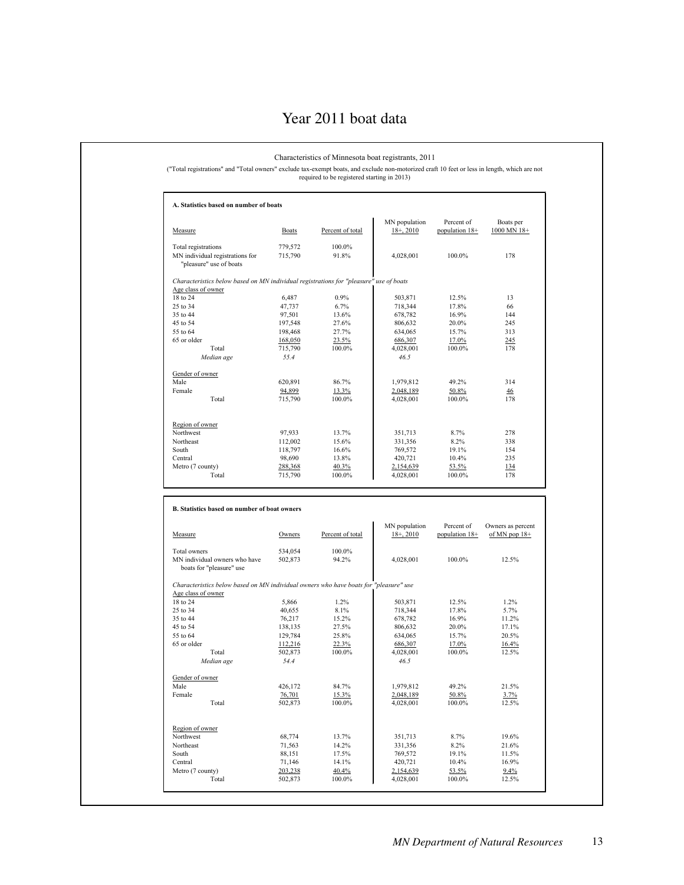# Year 2011 boat data

Characteristics of Minnesota boat registrants, 2011

("Total registrations" and "Total owners" exclude tax-exempt boats, and exclude non-motorized craft 10 feet or less in length, which are not required to be registered starting in 2013)

**A. Statistics based on number of boats**

| Measure | Boats | Percent of total | MN population 18+, 2010 | Percent of population 18+ | Boats per 1000 MN 18+ |
|---|---|---|---|---|---|
| Total registrations | 779,572 | 100.0% | | | |
| MN individual registrations for "pleasure" use of boats | 715,790 | 91.8% | 4,028,001 | 100.0% | 178 |
| *Characteristics below based on MN individual registrations for "pleasure" use of boats* | | | | | |
| Age class of owner | | | | | |
| 18 to 24 | 6,487 | 0.9% | 503,871 | 12.5% | 13 |
| 25 to 34 | 47,737 | 6.7% | 718,344 | 17.8% | 66 |
| 35 to 44 | 97,501 | 13.6% | 678,782 | 16.9% | 144 |
| 45 to 54 | 197,548 | 27.6% | 806,632 | 20.0% | 245 |
| 55 to 64 | 198,468 | 27.7% | 634,065 | 15.7% | 313 |
| 65 or older | 168,050 | 23.5% | 686,307 | 17.0% | 245 |
| Total | 715,790 | 100.0% | 4,028,001 | 100.0% | 178 |
| *Median age* | *55.4* | | *46.5* | | |
| Gender of owner | | | | | |
| Male | 620,891 | 86.7% | 1,979,812 | 49.2% | 314 |
| Female | 94,899 | 13.3% | 2,048,189 | 50.8% | 46 |
| Total | 715,790 | 100.0% | 4,028,001 | 100.0% | 178 |
| Region of owner | | | | | |
| Northwest | 97,933 | 13.7% | 351,713 | 8.7% | 278 |
| Northeast | 112,002 | 15.6% | 331,356 | 8.2% | 338 |
| South | 118,797 | 16.6% | 769,572 | 19.1% | 154 |
| Central | 98,690 | 13.8% | 420,721 | 10.4% | 235 |
| Metro (7 county) | 288,368 | 40.3% | 2,154,639 | 53.5% | 134 |
| Total | 715,790 | 100.0% | 4,028,001 | 100.0% | 178 |

**B. Statistics based on number of boat owners**

| Measure | Owners | Percent of total | MN population 18+, 2010 | Percent of population 18+ | Owners as percent of MN pop 18+ |
|---|---|---|---|---|---|
| Total owners | 534,054 | 100.0% | | | |
| MN individual owners who have boats for "pleasure" use | 502,873 | 94.2% | 4,028,001 | 100.0% | 12.5% |
| *Characteristics below based on MN individual owners who have boats for "pleasure" use* | | | | | |
| Age class of owner | | | | | |
| 18 to 24 | 5,866 | 1.2% | 503,871 | 12.5% | 1.2% |
| 25 to 34 | 40,655 | 8.1% | 718,344 | 17.8% | 5.7% |
| 35 to 44 | 76,217 | 15.2% | 678,782 | 16.9% | 11.2% |
| 45 to 54 | 138,135 | 27.5% | 806,632 | 20.0% | 17.1% |
| 55 to 64 | 129,784 | 25.8% | 634,065 | 15.7% | 20.5% |
| 65 or older | 112,216 | 22.3% | 686,307 | 17.0% | 16.4% |
| Total | 502,873 | 100.0% | 4,028,001 | 100.0% | 12.5% |
| *Median age* | *54.4* | | *46.5* | | |
| Gender of owner | | | | | |
| Male | 426,172 | 84.7% | 1,979,812 | 49.2% | 21.5% |
| Female | 76,701 | 15.3% | 2,048,189 | 50.8% | 3.7% |
| Total | 502,873 | 100.0% | 4,028,001 | 100.0% | 12.5% |
| Region of owner | | | | | |
| Northwest | 68,774 | 13.7% | 351,713 | 8.7% | 19.6% |
| Northeast | 71,563 | 14.2% | 331,356 | 8.2% | 21.6% |
| South | 88,151 | 17.5% | 769,572 | 19.1% | 11.5% |
| Central | 71,146 | 14.1% | 420,721 | 10.4% | 16.9% |
| Metro (7 county) | 203,238 | 40.4% | 2,154,639 | 53.5% | 9.4% |
| Total | 502,873 | 100.0% | 4,028,001 | 100.0% | 12.5% |

*MN Department of Natural Resources*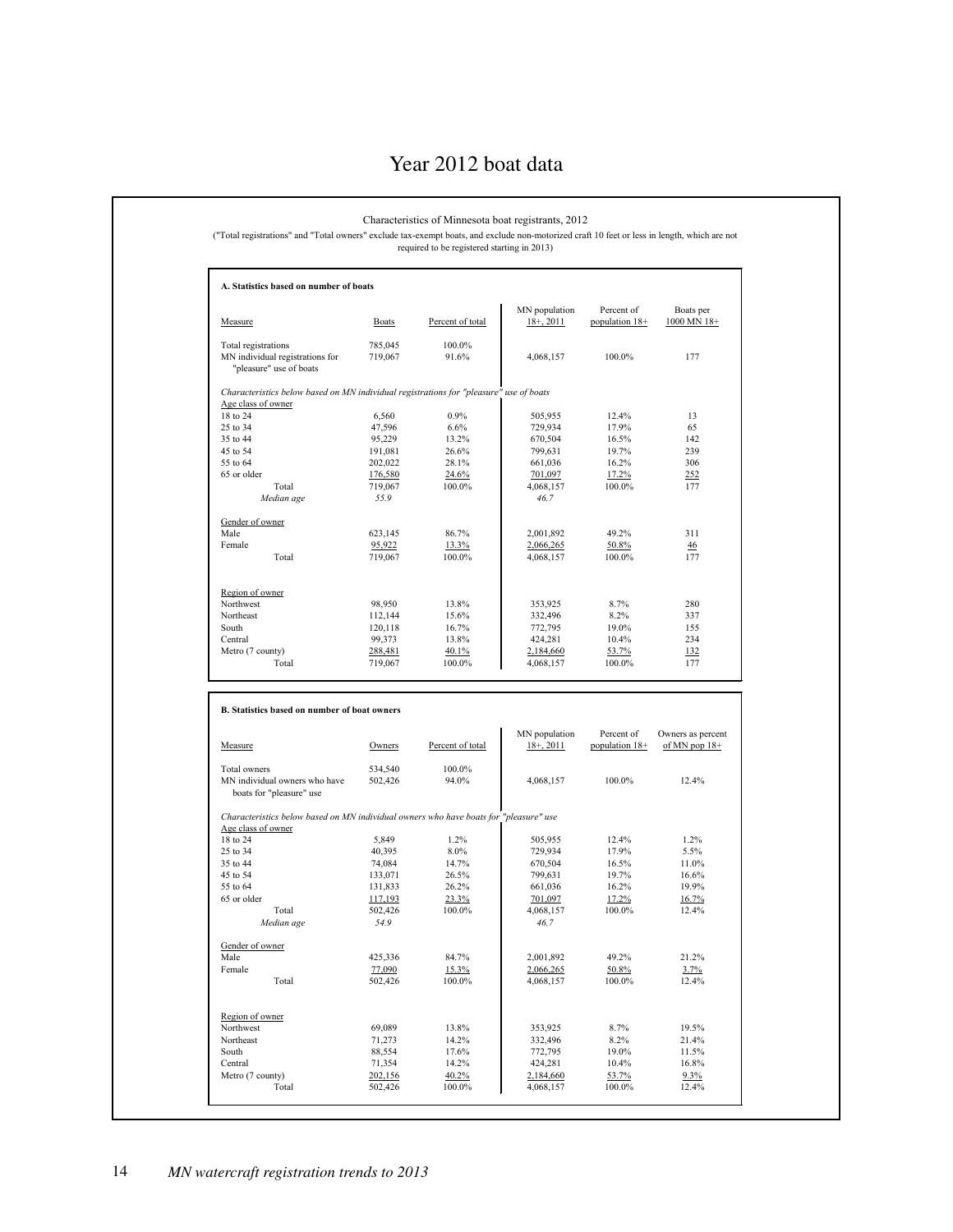# Year 2012 boat data

Characteristics of Minnesota boat registrants, 2012

("Total registrations" and "Total owners" exclude tax-exempt boats, and exclude non-motorized craft 10 feet or less in length, which are not required to be registered starting in 2013)

**A. Statistics based on number of boats**

| Measure | Boats | Percent of total | MN population 18+, 2011 | Percent of population 18+ | Boats per 1000 MN 18+ |
|---|---|---|---|---|---|
| Total registrations | 785,045 | 100.0% | | | |
| MN individual registrations for "pleasure" use of boats | 719,067 | 91.6% | 4,068,157 | 100.0% | 177 |
| *Characteristics below based on MN individual registrations for "pleasure" use of boats* | | | | | |
| Age class of owner | | | | | |
| 18 to 24 | 6,560 | 0.9% | 505,955 | 12.4% | 13 |
| 25 to 34 | 47,596 | 6.6% | 729,934 | 17.9% | 65 |
| 35 to 44 | 95,229 | 13.2% | 670,504 | 16.5% | 142 |
| 45 to 54 | 191,081 | 26.6% | 799,631 | 19.7% | 239 |
| 55 to 64 | 202,022 | 28.1% | 661,036 | 16.2% | 306 |
| 65 or older | 176,580 | 24.6% | 701,097 | 17.2% | 252 |
| Total | 719,067 | 100.0% | 4,068,157 | 100.0% | 177 |
| *Median age* | *55.9* | | *46.7* | | |
| Gender of owner | | | | | |
| Male | 623,145 | 86.7% | 2,001,892 | 49.2% | 311 |
| Female | 95,922 | 13.3% | 2,066,265 | 50.8% | 46 |
| Total | 719,067 | 100.0% | 4,068,157 | 100.0% | 177 |
| Region of owner | | | | | |
| Northwest | 98,950 | 13.8% | 353,925 | 8.7% | 280 |
| Northeast | 112,144 | 15.6% | 332,496 | 8.2% | 337 |
| South | 120,118 | 16.7% | 772,795 | 19.0% | 155 |
| Central | 99,373 | 13.8% | 424,281 | 10.4% | 234 |
| Metro (7 county) | 288,481 | 40.1% | 2,184,660 | 53.7% | 132 |
| Total | 719,067 | 100.0% | 4,068,157 | 100.0% | 177 |

**B. Statistics based on number of boat owners**

| Measure | Owners | Percent of total | MN population 18+, 2011 | Percent of population 18+ | Owners as percent of MN pop 18+ |
|---|---|---|---|---|---|
| Total owners | 534,540 | 100.0% | | | |
| MN individual owners who have boats for "pleasure" use | 502,426 | 94.0% | 4,068,157 | 100.0% | 12.4% |
| *Characteristics below based on MN individual owners who have boats for "pleasure" use* | | | | | |
| Age class of owner | | | | | |
| 18 to 24 | 5,849 | 1.2% | 505,955 | 12.4% | 1.2% |
| 25 to 34 | 40,395 | 8.0% | 729,934 | 17.9% | 5.5% |
| 35 to 44 | 74,084 | 14.7% | 670,504 | 16.5% | 11.0% |
| 45 to 54 | 133,071 | 26.5% | 799,631 | 19.7% | 16.6% |
| 55 to 64 | 131,833 | 26.2% | 661,036 | 16.2% | 19.9% |
| 65 or older | 117,193 | 23.3% | 701,097 | 17.2% | 16.7% |
| Total | 502,426 | 100.0% | 4,068,157 | 100.0% | 12.4% |
| *Median age* | *54.9* | | *46.7* | | |
| Gender of owner | | | | | |
| Male | 425,336 | 84.7% | 2,001,892 | 49.2% | 21.2% |
| Female | 77,090 | 15.3% | 2,066,265 | 50.8% | 3.7% |
| Total | 502,426 | 100.0% | 4,068,157 | 100.0% | 12.4% |
| Region of owner | | | | | |
| Northwest | 69,089 | 13.8% | 353,925 | 8.7% | 19.5% |
| Northeast | 71,273 | 14.2% | 332,496 | 8.2% | 21.4% |
| South | 88,554 | 17.6% | 772,795 | 19.0% | 11.5% |
| Central | 71,354 | 14.2% | 424,281 | 10.4% | 16.8% |
| Metro (7 county) | 202,156 | 40.2% | 2,184,660 | 53.7% | 9.3% |
| Total | 502,426 | 100.0% | 4,068,157 | 100.0% | 12.4% |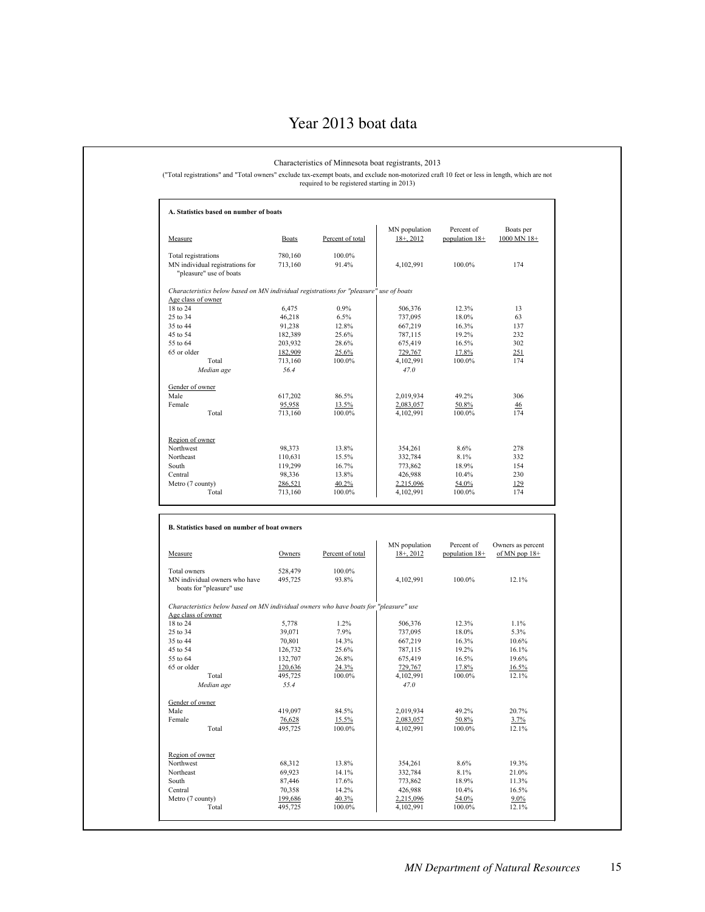# Year 2013 boat data

Characteristics of Minnesota boat registrants, 2013

("Total registrations" and "Total owners" exclude tax-exempt boats, and exclude non-motorized craft 10 feet or less in length, which are not required to be registered starting in 2013)

**A. Statistics based on number of boats**

| Measure | Boats | Percent of total | MN population 18+, 2012 | Percent of population 18+ | Boats per 1000 MN 18+ |
|---|---|---|---|---|---|
| Total registrations | 780,160 | 100.0% | | | |
| MN individual registrations for "pleasure" use of boats | 713,160 | 91.4% | 4,102,991 | 100.0% | 174 |
| *Characteristics below based on MN individual registrations for "pleasure" use of boats* | | | | | |
| Age class of owner | | | | | |
| 18 to 24 | 6,475 | 0.9% | 506,376 | 12.3% | 13 |
| 25 to 34 | 46,218 | 6.5% | 737,095 | 18.0% | 63 |
| 35 to 44 | 91,238 | 12.8% | 667,219 | 16.3% | 137 |
| 45 to 54 | 182,389 | 25.6% | 787,115 | 19.2% | 232 |
| 55 to 64 | 203,932 | 28.6% | 675,419 | 16.5% | 302 |
| 65 or older | 182,909 | 25.6% | 729,767 | 17.8% | 251 |
| Total | 713,160 | 100.0% | 4,102,991 | 100.0% | 174 |
| *Median age* | *56.4* | | *47.0* | | |
| Gender of owner | | | | | |
| Male | 617,202 | 86.5% | 2,019,934 | 49.2% | 306 |
| Female | 95,958 | 13.5% | 2,083,057 | 50.8% | 46 |
| Total | 713,160 | 100.0% | 4,102,991 | 100.0% | 174 |
| Region of owner | | | | | |
| Northwest | 98,373 | 13.8% | 354,261 | 8.6% | 278 |
| Northeast | 110,631 | 15.5% | 332,784 | 8.1% | 332 |
| South | 119,299 | 16.7% | 773,862 | 18.9% | 154 |
| Central | 98,336 | 13.8% | 426,988 | 10.4% | 230 |
| Metro (7 county) | 286,521 | 40.2% | 2,215,096 | 54.0% | 129 |
| Total | 713,160 | 100.0% | 4,102,991 | 100.0% | 174 |

**B. Statistics based on number of boat owners**

| Measure | Owners | Percent of total | MN population 18+, 2012 | Percent of population 18+ | Owners as percent of MN pop 18+ |
|---|---|---|---|---|---|
| Total owners | 528,479 | 100.0% | | | |
| MN individual owners who have boats for "pleasure" use | 495,725 | 93.8% | 4,102,991 | 100.0% | 12.1% |
| *Characteristics below based on MN individual owners who have boats for "pleasure" use* | | | | | |
| Age class of owner | | | | | |
| 18 to 24 | 5,778 | 1.2% | 506,376 | 12.3% | 1.1% |
| 25 to 34 | 39,071 | 7.9% | 737,095 | 18.0% | 5.3% |
| 35 to 44 | 70,801 | 14.3% | 667,219 | 16.3% | 10.6% |
| 45 to 54 | 126,732 | 25.6% | 787,115 | 19.2% | 16.1% |
| 55 to 64 | 132,707 | 26.8% | 675,419 | 16.5% | 19.6% |
| 65 or older | 120,636 | 24.3% | 729,767 | 17.8% | 16.5% |
| Total | 495,725 | 100.0% | 4,102,991 | 100.0% | 12.1% |
| *Median age* | *55.4* | | *47.0* | | |
| Gender of owner | | | | | |
| Male | 419,097 | 84.5% | 2,019,934 | 49.2% | 20.7% |
| Female | 76,628 | 15.5% | 2,083,057 | 50.8% | 3.7% |
| Total | 495,725 | 100.0% | 4,102,991 | 100.0% | 12.1% |
| Region of owner | | | | | |
| Northwest | 68,312 | 13.8% | 354,261 | 8.6% | 19.3% |
| Northeast | 69,923 | 14.1% | 332,784 | 8.1% | 21.0% |
| South | 87,446 | 17.6% | 773,862 | 18.9% | 11.3% |
| Central | 70,358 | 14.2% | 426,988 | 10.4% | 16.5% |
| Metro (7 county) | 199,686 | 40.3% | 2,215,096 | 54.0% | 9.0% |
| Total | 495,725 | 100.0% | 4,102,991 | 100.0% | 12.1% |